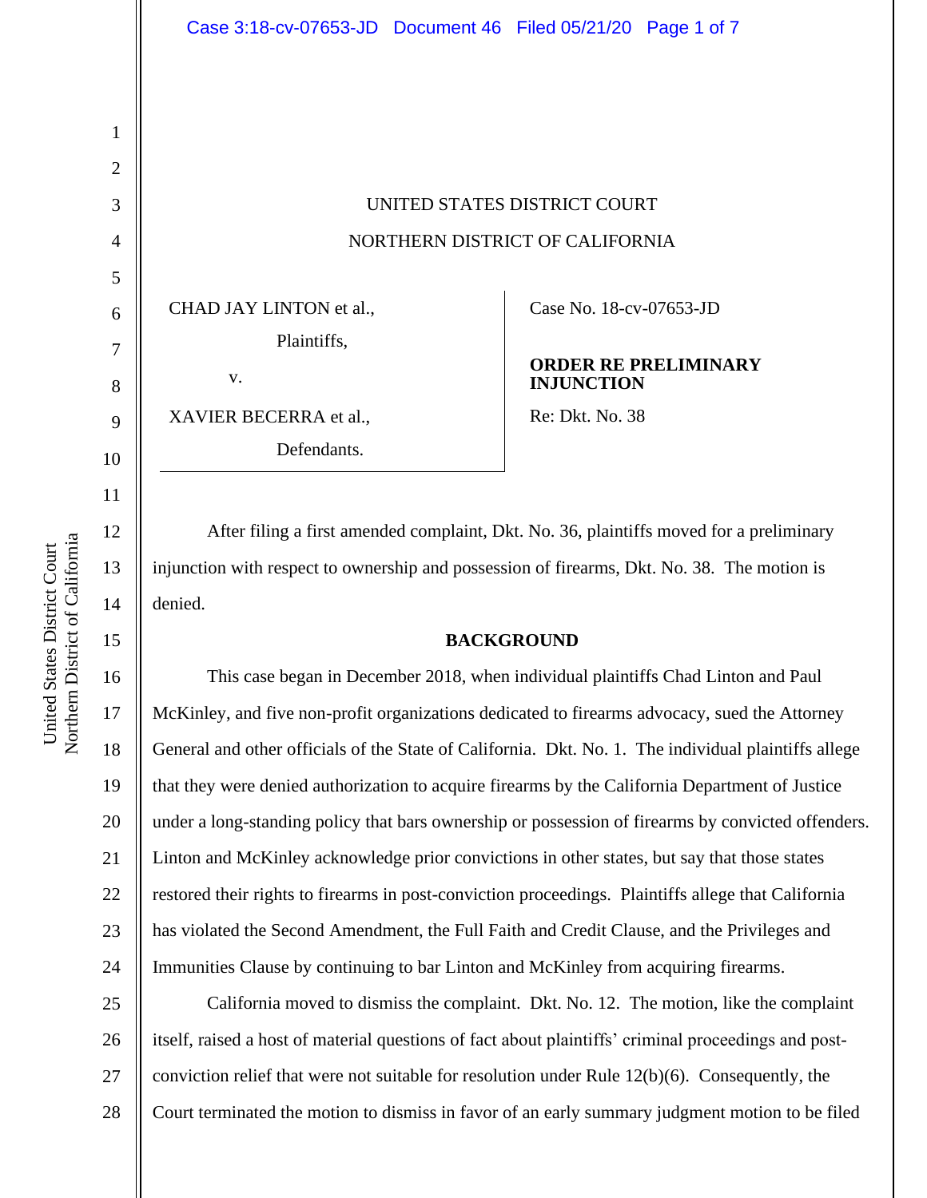UNITED STATES DISTRICT COURT

NORTHERN DISTRICT OF CALIFORNIA

| | |
|---|---|
| CHAD JAY LINTON et al.,<br>Plaintiffs,<br>v.<br>XAVIER BECERRA et al.,<br>Defendants. | Case No. 18-cv-07653-JD<br><br>**ORDER RE PRELIMINARY INJUNCTION**<br><br>Re: Dkt. No. 38 |

After filing a first amended complaint, Dkt. No. 36, plaintiffs moved for a preliminary injunction with respect to ownership and possession of firearms, Dkt. No. 38. The motion is denied.

## BACKGROUND

This case began in December 2018, when individual plaintiffs Chad Linton and Paul McKinley, and five non-profit organizations dedicated to firearms advocacy, sued the Attorney General and other officials of the State of California. Dkt. No. 1. The individual plaintiffs allege that they were denied authorization to acquire firearms by the California Department of Justice under a long-standing policy that bars ownership or possession of firearms by convicted offenders. Linton and McKinley acknowledge prior convictions in other states, but say that those states restored their rights to firearms in post-conviction proceedings. Plaintiffs allege that California has violated the Second Amendment, the Full Faith and Credit Clause, and the Privileges and Immunities Clause by continuing to bar Linton and McKinley from acquiring firearms.

California moved to dismiss the complaint. Dkt. No. 12. The motion, like the complaint itself, raised a host of material questions of fact about plaintiffs' criminal proceedings and post-conviction relief that were not suitable for resolution under Rule 12(b)(6). Consequently, the Court terminated the motion to dismiss in favor of an early summary judgment motion to be filed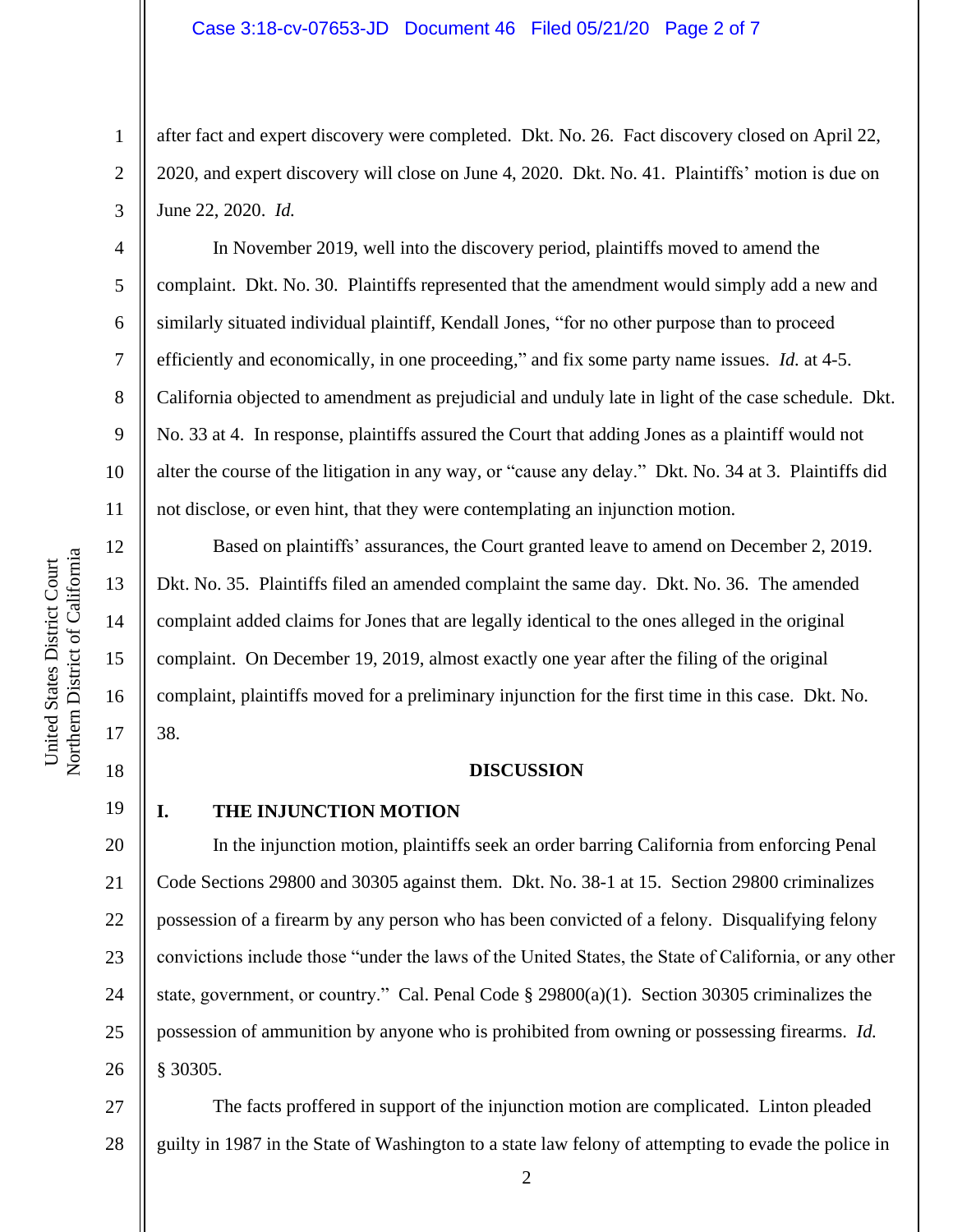after fact and expert discovery were completed. Dkt. No. 26. Fact discovery closed on April 22, 2020, and expert discovery will close on June 4, 2020. Dkt. No. 41. Plaintiffs' motion is due on June 22, 2020. *Id.*

In November 2019, well into the discovery period, plaintiffs moved to amend the complaint. Dkt. No. 30. Plaintiffs represented that the amendment would simply add a new and similarly situated individual plaintiff, Kendall Jones, "for no other purpose than to proceed efficiently and economically, in one proceeding," and fix some party name issues. *Id.* at 4-5. California objected to amendment as prejudicial and unduly late in light of the case schedule. Dkt. No. 33 at 4. In response, plaintiffs assured the Court that adding Jones as a plaintiff would not alter the course of the litigation in any way, or "cause any delay." Dkt. No. 34 at 3. Plaintiffs did not disclose, or even hint, that they were contemplating an injunction motion.

Based on plaintiffs' assurances, the Court granted leave to amend on December 2, 2019. Dkt. No. 35. Plaintiffs filed an amended complaint the same day. Dkt. No. 36. The amended complaint added claims for Jones that are legally identical to the ones alleged in the original complaint. On December 19, 2019, almost exactly one year after the filing of the original complaint, plaintiffs moved for a preliminary injunction for the first time in this case. Dkt. No. 38.

## DISCUSSION

### I. THE INJUNCTION MOTION

In the injunction motion, plaintiffs seek an order barring California from enforcing Penal Code Sections 29800 and 30305 against them. Dkt. No. 38-1 at 15. Section 29800 criminalizes possession of a firearm by any person who has been convicted of a felony. Disqualifying felony convictions include those "under the laws of the United States, the State of California, or any other state, government, or country." Cal. Penal Code § 29800(a)(1). Section 30305 criminalizes the possession of ammunition by anyone who is prohibited from owning or possessing firearms. *Id.* § 30305.

The facts proffered in support of the injunction motion are complicated. Linton pleaded guilty in 1987 in the State of Washington to a state law felony of attempting to evade the police in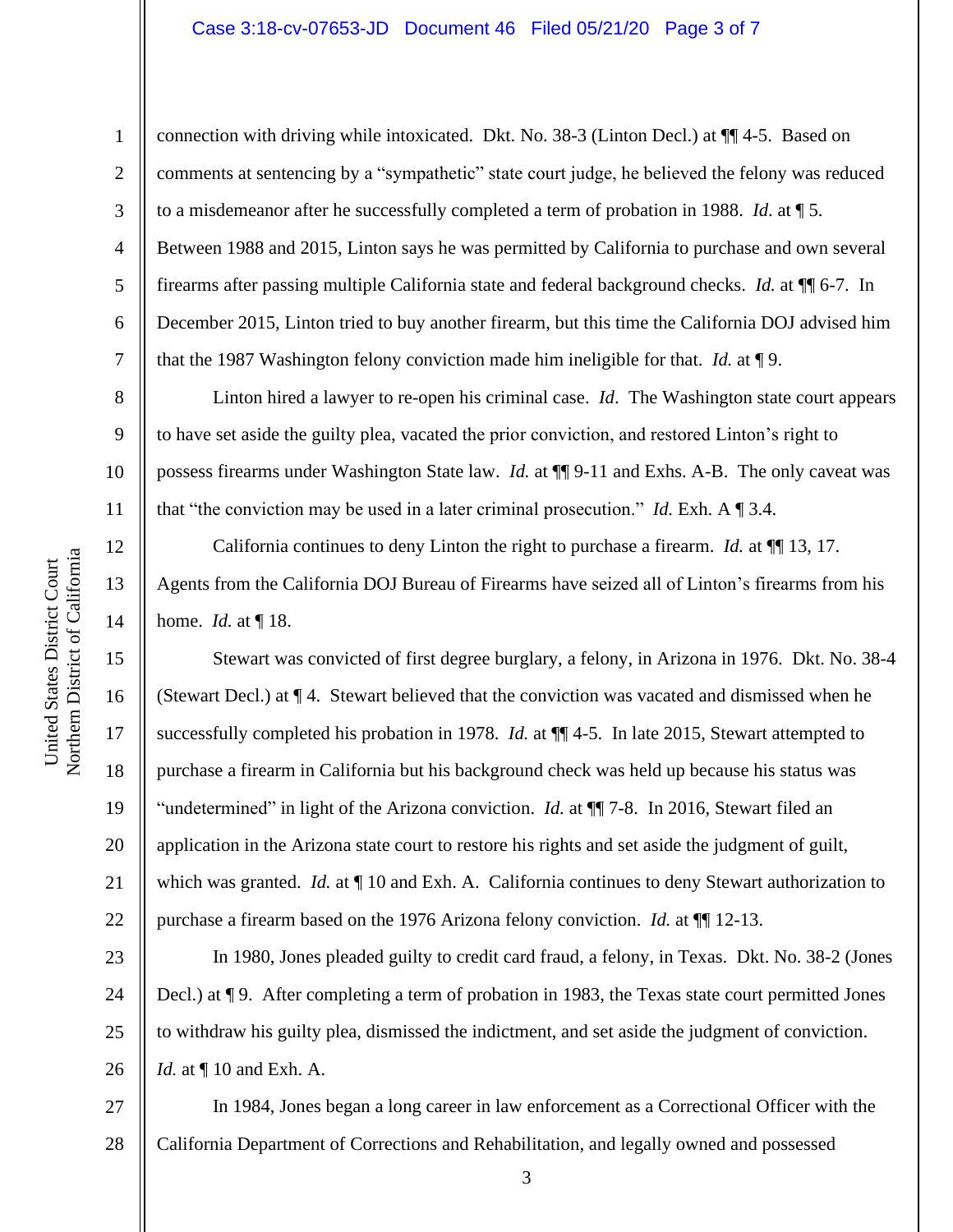connection with driving while intoxicated. Dkt. No. 38-3 (Linton Decl.) at ¶¶ 4-5. Based on comments at sentencing by a "sympathetic" state court judge, he believed the felony was reduced to a misdemeanor after he successfully completed a term of probation in 1988. *Id.* at ¶ 5. Between 1988 and 2015, Linton says he was permitted by California to purchase and own several firearms after passing multiple California state and federal background checks. *Id.* at ¶¶ 6-7. In December 2015, Linton tried to buy another firearm, but this time the California DOJ advised him that the 1987 Washington felony conviction made him ineligible for that. *Id.* at ¶ 9.

Linton hired a lawyer to re-open his criminal case. *Id*. The Washington state court appears to have set aside the guilty plea, vacated the prior conviction, and restored Linton's right to possess firearms under Washington State law. *Id.* at ¶¶ 9-11 and Exhs. A-B. The only caveat was that "the conviction may be used in a later criminal prosecution." *Id.* Exh. A ¶ 3.4.

California continues to deny Linton the right to purchase a firearm. *Id.* at ¶¶ 13, 17. Agents from the California DOJ Bureau of Firearms have seized all of Linton's firearms from his home. *Id.* at ¶ 18.

Stewart was convicted of first degree burglary, a felony, in Arizona in 1976. Dkt. No. 38-4 (Stewart Decl.) at ¶ 4. Stewart believed that the conviction was vacated and dismissed when he successfully completed his probation in 1978. *Id.* at ¶¶ 4-5. In late 2015, Stewart attempted to purchase a firearm in California but his background check was held up because his status was "undetermined" in light of the Arizona conviction. *Id.* at ¶¶ 7-8. In 2016, Stewart filed an application in the Arizona state court to restore his rights and set aside the judgment of guilt, which was granted. *Id.* at ¶ 10 and Exh. A. California continues to deny Stewart authorization to purchase a firearm based on the 1976 Arizona felony conviction. *Id.* at ¶¶ 12-13.

In 1980, Jones pleaded guilty to credit card fraud, a felony, in Texas. Dkt. No. 38-2 (Jones Decl.) at ¶ 9. After completing a term of probation in 1983, the Texas state court permitted Jones to withdraw his guilty plea, dismissed the indictment, and set aside the judgment of conviction. *Id.* at ¶ 10 and Exh. A.

In 1984, Jones began a long career in law enforcement as a Correctional Officer with the California Department of Corrections and Rehabilitation, and legally owned and possessed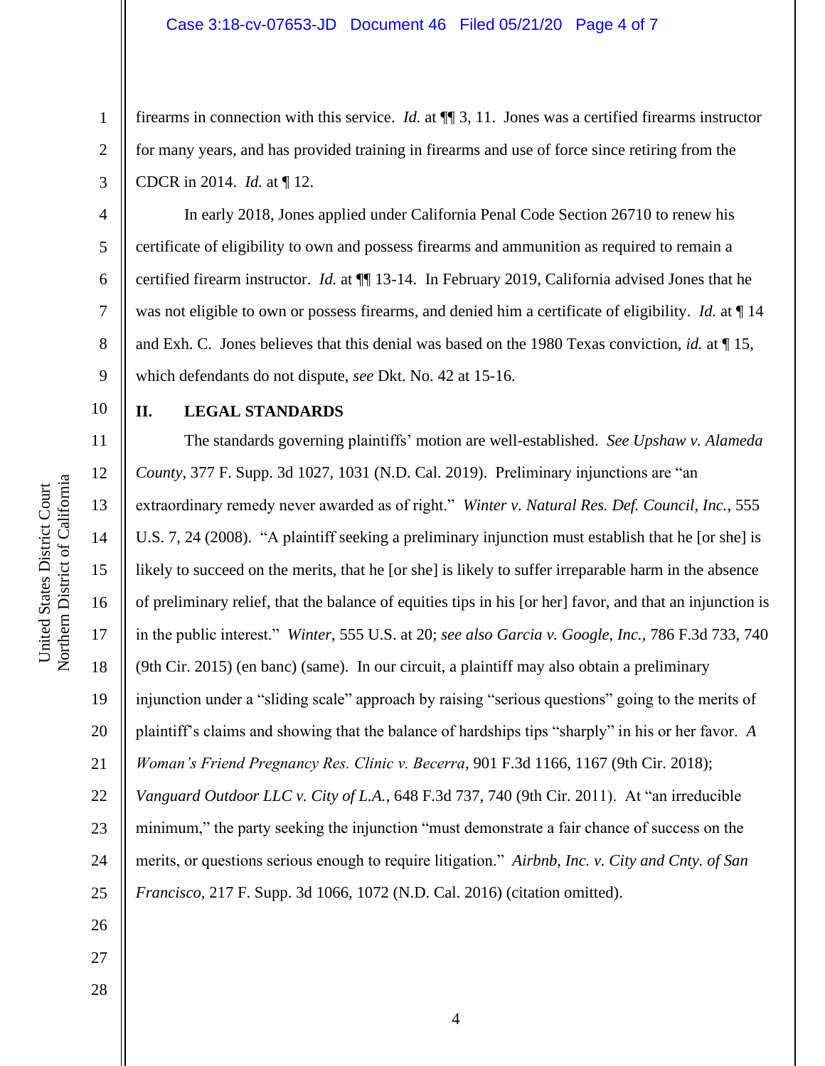firearms in connection with this service. *Id.* at ¶¶ 3, 11. Jones was a certified firearms instructor for many years, and has provided training in firearms and use of force since retiring from the CDCR in 2014. *Id.* at ¶ 12.

In early 2018, Jones applied under California Penal Code Section 26710 to renew his certificate of eligibility to own and possess firearms and ammunition as required to remain a certified firearm instructor. *Id.* at ¶¶ 13-14. In February 2019, California advised Jones that he was not eligible to own or possess firearms, and denied him a certificate of eligibility. *Id.* at ¶ 14 and Exh. C. Jones believes that this denial was based on the 1980 Texas conviction, *id.* at ¶ 15, which defendants do not dispute, *see* Dkt. No. 42 at 15-16.

## II. LEGAL STANDARDS

The standards governing plaintiffs' motion are well-established. *See Upshaw v. Alameda County*, 377 F. Supp. 3d 1027, 1031 (N.D. Cal. 2019). Preliminary injunctions are "an extraordinary remedy never awarded as of right." *Winter v. Natural Res. Def. Council, Inc.*, 555 U.S. 7, 24 (2008). "A plaintiff seeking a preliminary injunction must establish that he [or she] is likely to succeed on the merits, that he [or she] is likely to suffer irreparable harm in the absence of preliminary relief, that the balance of equities tips in his [or her] favor, and that an injunction is in the public interest." *Winter*, 555 U.S. at 20; *see also Garcia v. Google, Inc.*, 786 F.3d 733, 740 (9th Cir. 2015) (en banc) (same). In our circuit, a plaintiff may also obtain a preliminary injunction under a "sliding scale" approach by raising "serious questions" going to the merits of plaintiff's claims and showing that the balance of hardships tips "sharply" in his or her favor. *A Woman's Friend Pregnancy Res. Clinic v. Becerra*, 901 F.3d 1166, 1167 (9th Cir. 2018); *Vanguard Outdoor LLC v. City of L.A.*, 648 F.3d 737, 740 (9th Cir. 2011). At "an irreducible minimum," the party seeking the injunction "must demonstrate a fair chance of success on the merits, or questions serious enough to require litigation." *Airbnb, Inc. v. City and Cnty. of San Francisco*, 217 F. Supp. 3d 1066, 1072 (N.D. Cal. 2016) (citation omitted).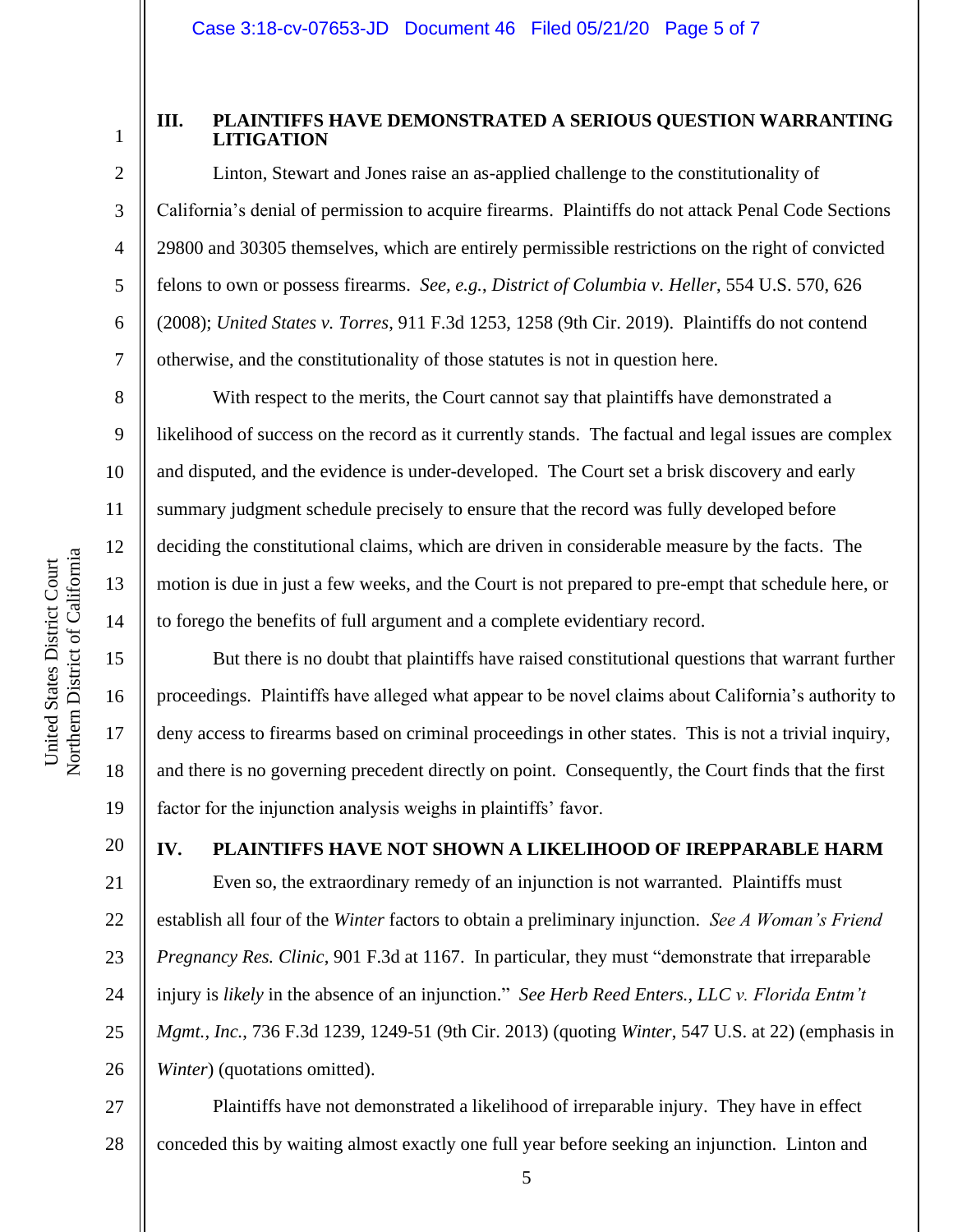## III. PLAINTIFFS HAVE DEMONSTRATED A SERIOUS QUESTION WARRANTING LITIGATION

Linton, Stewart and Jones raise an as-applied challenge to the constitutionality of California's denial of permission to acquire firearms. Plaintiffs do not attack Penal Code Sections 29800 and 30305 themselves, which are entirely permissible restrictions on the right of convicted felons to own or possess firearms. *See, e.g.*, *District of Columbia v. Heller*, 554 U.S. 570, 626 (2008); *United States v. Torres*, 911 F.3d 1253, 1258 (9th Cir. 2019). Plaintiffs do not contend otherwise, and the constitutionality of those statutes is not in question here.

With respect to the merits, the Court cannot say that plaintiffs have demonstrated a likelihood of success on the record as it currently stands. The factual and legal issues are complex and disputed, and the evidence is under-developed. The Court set a brisk discovery and early summary judgment schedule precisely to ensure that the record was fully developed before deciding the constitutional claims, which are driven in considerable measure by the facts. The motion is due in just a few weeks, and the Court is not prepared to pre-empt that schedule here, or to forego the benefits of full argument and a complete evidentiary record.

But there is no doubt that plaintiffs have raised constitutional questions that warrant further proceedings. Plaintiffs have alleged what appear to be novel claims about California's authority to deny access to firearms based on criminal proceedings in other states. This is not a trivial inquiry, and there is no governing precedent directly on point. Consequently, the Court finds that the first factor for the injunction analysis weighs in plaintiffs' favor.

## IV. PLAINTIFFS HAVE NOT SHOWN A LIKELIHOOD OF IREPPARABLE HARM

Even so, the extraordinary remedy of an injunction is not warranted. Plaintiffs must establish all four of the *Winter* factors to obtain a preliminary injunction. *See A Woman's Friend Pregnancy Res. Clinic*, 901 F.3d at 1167. In particular, they must "demonstrate that irreparable injury is *likely* in the absence of an injunction." *See Herb Reed Enters., LLC v. Florida Entm't Mgmt., Inc.*, 736 F.3d 1239, 1249-51 (9th Cir. 2013) (quoting *Winter*, 547 U.S. at 22) (emphasis in *Winter*) (quotations omitted).

Plaintiffs have not demonstrated a likelihood of irreparable injury. They have in effect conceded this by waiting almost exactly one full year before seeking an injunction. Linton and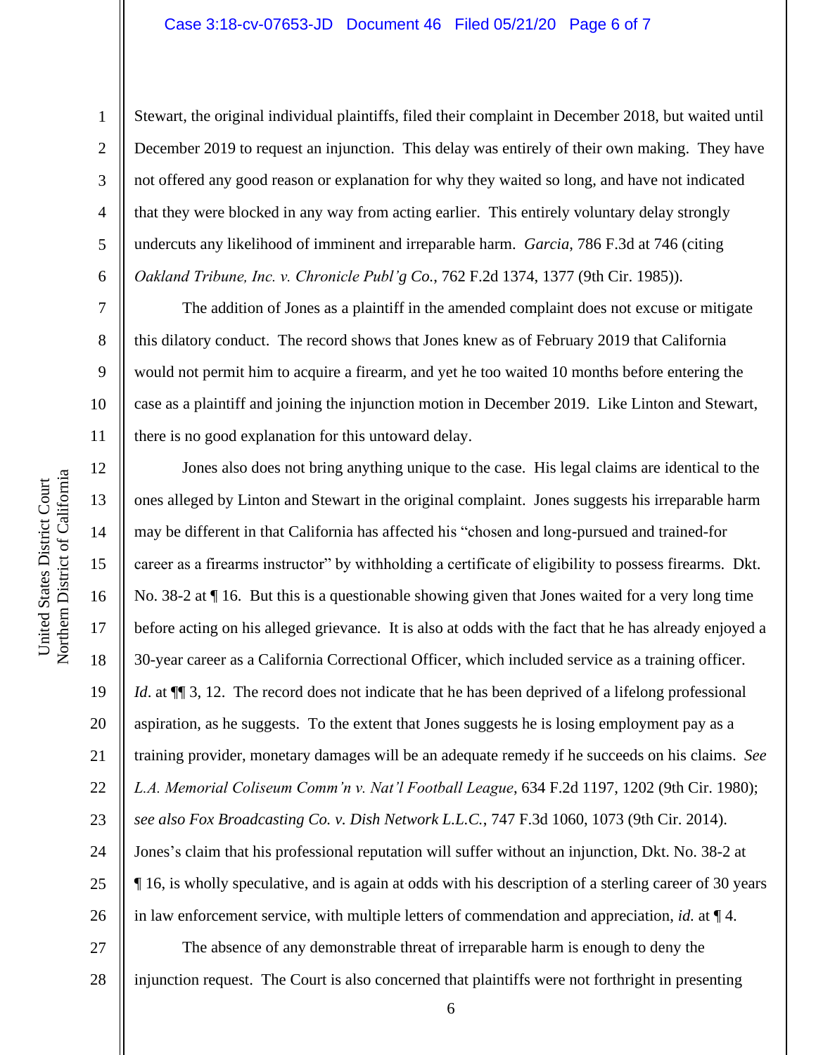Stewart, the original individual plaintiffs, filed their complaint in December 2018, but waited until December 2019 to request an injunction. This delay was entirely of their own making. They have not offered any good reason or explanation for why they waited so long, and have not indicated that they were blocked in any way from acting earlier. This entirely voluntary delay strongly undercuts any likelihood of imminent and irreparable harm. *Garcia*, 786 F.3d at 746 (citing *Oakland Tribune, Inc. v. Chronicle Publ'g Co.*, 762 F.2d 1374, 1377 (9th Cir. 1985)).

The addition of Jones as a plaintiff in the amended complaint does not excuse or mitigate this dilatory conduct. The record shows that Jones knew as of February 2019 that California would not permit him to acquire a firearm, and yet he too waited 10 months before entering the case as a plaintiff and joining the injunction motion in December 2019. Like Linton and Stewart, there is no good explanation for this untoward delay.

Jones also does not bring anything unique to the case. His legal claims are identical to the ones alleged by Linton and Stewart in the original complaint. Jones suggests his irreparable harm may be different in that California has affected his "chosen and long-pursued and trained-for career as a firearms instructor" by withholding a certificate of eligibility to possess firearms. Dkt. No. 38-2 at ¶ 16. But this is a questionable showing given that Jones waited for a very long time before acting on his alleged grievance. It is also at odds with the fact that he has already enjoyed a 30-year career as a California Correctional Officer, which included service as a training officer. *Id*. at ¶¶ 3, 12. The record does not indicate that he has been deprived of a lifelong professional aspiration, as he suggests. To the extent that Jones suggests he is losing employment pay as a training provider, monetary damages will be an adequate remedy if he succeeds on his claims. *See L.A. Memorial Coliseum Comm'n v. Nat'l Football League*, 634 F.2d 1197, 1202 (9th Cir. 1980); *see also Fox Broadcasting Co. v. Dish Network L.L.C.*, 747 F.3d 1060, 1073 (9th Cir. 2014). Jones's claim that his professional reputation will suffer without an injunction, Dkt. No. 38-2 at ¶ 16, is wholly speculative, and is again at odds with his description of a sterling career of 30 years in law enforcement service, with multiple letters of commendation and appreciation, *id.* at ¶ 4.

The absence of any demonstrable threat of irreparable harm is enough to deny the injunction request. The Court is also concerned that plaintiffs were not forthright in presenting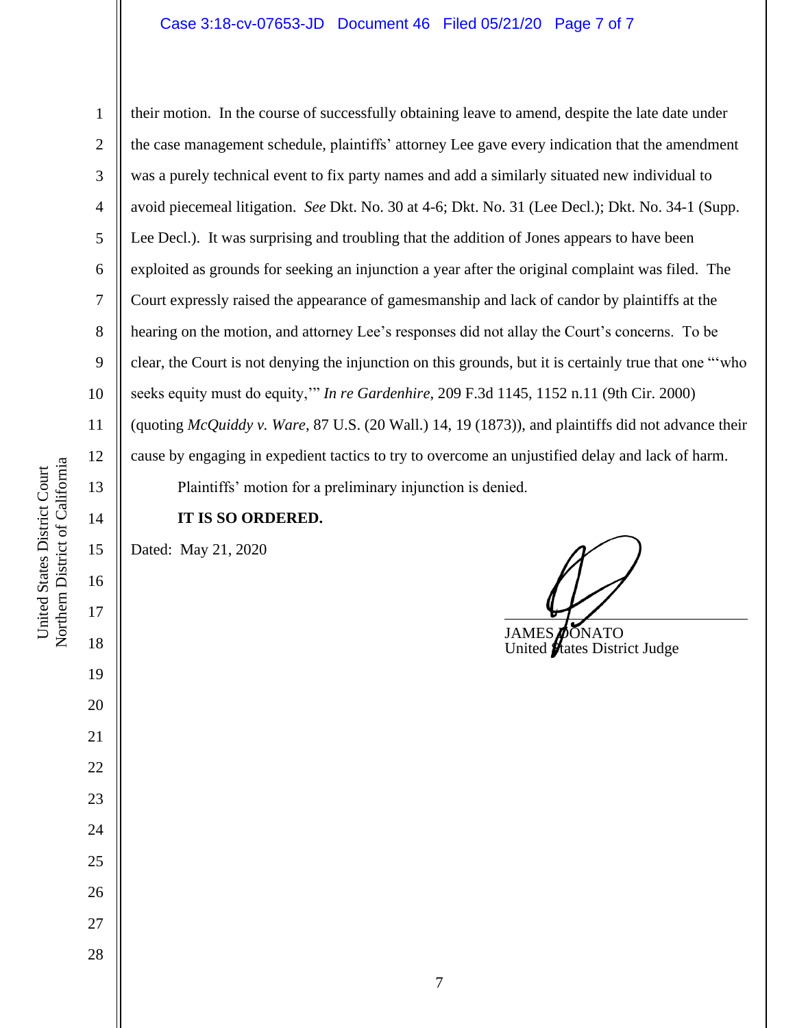their motion. In the course of successfully obtaining leave to amend, despite the late date under the case management schedule, plaintiffs' attorney Lee gave every indication that the amendment was a purely technical event to fix party names and add a similarly situated new individual to avoid piecemeal litigation. *See* Dkt. No. 30 at 4-6; Dkt. No. 31 (Lee Decl.); Dkt. No. 34-1 (Supp. Lee Decl.). It was surprising and troubling that the addition of Jones appears to have been exploited as grounds for seeking an injunction a year after the original complaint was filed. The Court expressly raised the appearance of gamesmanship and lack of candor by plaintiffs at the hearing on the motion, and attorney Lee's responses did not allay the Court's concerns. To be clear, the Court is not denying the injunction on this grounds, but it is certainly true that one "'who seeks equity must do equity,'" *In re Gardenhire*, 209 F.3d 1145, 1152 n.11 (9th Cir. 2000) (quoting *McQuiddy v. Ware*, 87 U.S. (20 Wall.) 14, 19 (1873)), and plaintiffs did not advance their cause by engaging in expedient tactics to try to overcome an unjustified delay and lack of harm.

Plaintiffs' motion for a preliminary injunction is denied.

**IT IS SO ORDERED.**

Dated: May 21, 2020

JAMES DONATO
United States District Judge